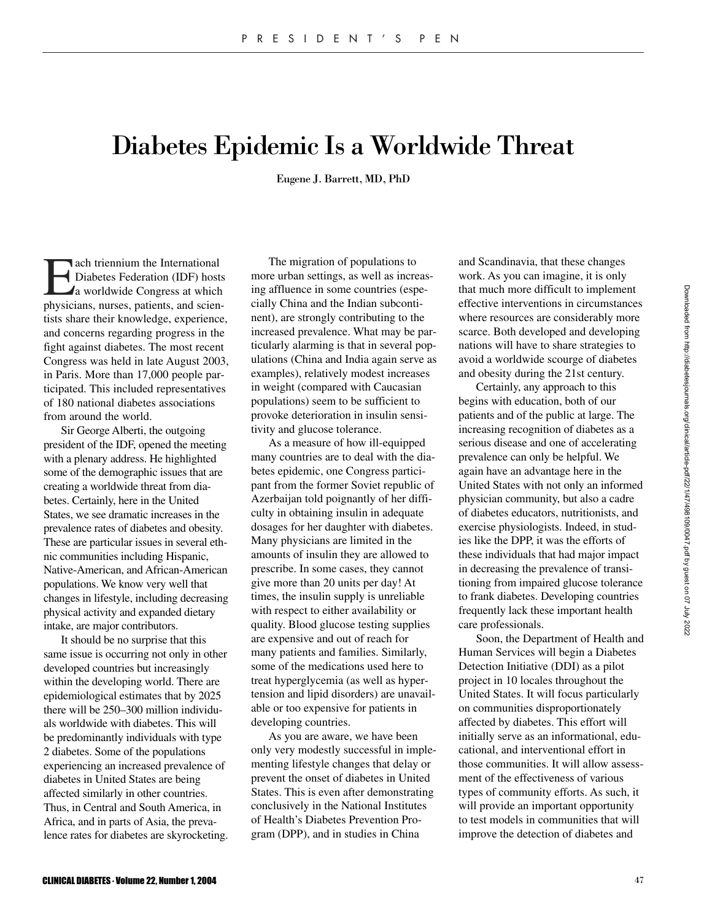# Diabetes Epidemic Is a Worldwide Threat

Eugene J. Barrett, MD, PhD

Each triennium the International Diabetes Federation (IDF) hosts a worldwide Congress at which physicians, nurses, patients, and scientists share their knowledge, experience, and concerns regarding progress in the fight against diabetes. The most recent Congress was held in late August 2003, in Paris. More than 17,000 people participated. This included representatives of 180 national diabetes associations from around the world.

Sir George Alberti, the outgoing president of the IDF, opened the meeting with a plenary address. He highlighted some of the demographic issues that are creating a worldwide threat from diabetes. Certainly, here in the United States, we see dramatic increases in the prevalence rates of diabetes and obesity. These are particular issues in several ethnic communities including Hispanic, Native-American, and African-American populations. We know very well that changes in lifestyle, including decreasing physical activity and expanded dietary intake, are major contributors.

It should be no surprise that this same issue is occurring not only in other developed countries but increasingly within the developing world. There are epidemiological estimates that by 2025 there will be 250–300 million individuals worldwide with diabetes. This will be predominantly individuals with type 2 diabetes. Some of the populations experiencing an increased prevalence of diabetes in United States are being affected similarly in other countries. Thus, in Central and South America, in Africa, and in parts of Asia, the prevalence rates for diabetes are skyrocketing.

The migration of populations to more urban settings, as well as increasing affluence in some countries (especially China and the Indian subcontinent), are strongly contributing to the increased prevalence. What may be particularly alarming is that in several populations (China and India again serve as examples), relatively modest increases in weight (compared with Caucasian populations) seem to be sufficient to provoke deterioration in insulin sensitivity and glucose tolerance.

As a measure of how ill-equipped many countries are to deal with the diabetes epidemic, one Congress participant from the former Soviet republic of Azerbaijan told poignantly of her difficulty in obtaining insulin in adequate dosages for her daughter with diabetes. Many physicians are limited in the amounts of insulin they are allowed to prescribe. In some cases, they cannot give more than 20 units per day! At times, the insulin supply is unreliable with respect to either availability or quality. Blood glucose testing supplies are expensive and out of reach for many patients and families. Similarly, some of the medications used here to treat hyperglycemia (as well as hypertension and lipid disorders) are unavailable or too expensive for patients in developing countries.

As you are aware, we have been only very modestly successful in implementing lifestyle changes that delay or prevent the onset of diabetes in United States. This is even after demonstrating conclusively in the National Institutes of Health's Diabetes Prevention Program (DPP), and in studies in China and Scandinavia, that these changes work. As you can imagine, it is only that much more difficult to implement effective interventions in circumstances where resources are considerably more scarce. Both developed and developing nations will have to share strategies to avoid a worldwide scourge of diabetes and obesity during the 21st century.

Certainly, any approach to this begins with education, both of our patients and of the public at large. The increasing recognition of diabetes as a serious disease and one of accelerating prevalence can only be helpful. We again have an advantage here in the United States with not only an informed physician community, but also a cadre of diabetes educators, nutritionists, and exercise physiologists. Indeed, in studies like the DPP, it was the efforts of these individuals that had major impact in decreasing the prevalence of transitioning from impaired glucose tolerance to frank diabetes. Developing countries frequently lack these important health care professionals.

Soon, the Department of Health and Human Services will begin a Diabetes Detection Initiative (DDI) as a pilot project in 10 locales throughout the United States. It will focus particularly on communities disproportionately affected by diabetes. This effort will initially serve as an informational, educational, and interventional effort in those communities. It will allow assessment of the effectiveness of various types of community efforts. As such, it will provide an important opportunity to test models in communities that will improve the detection of diabetes and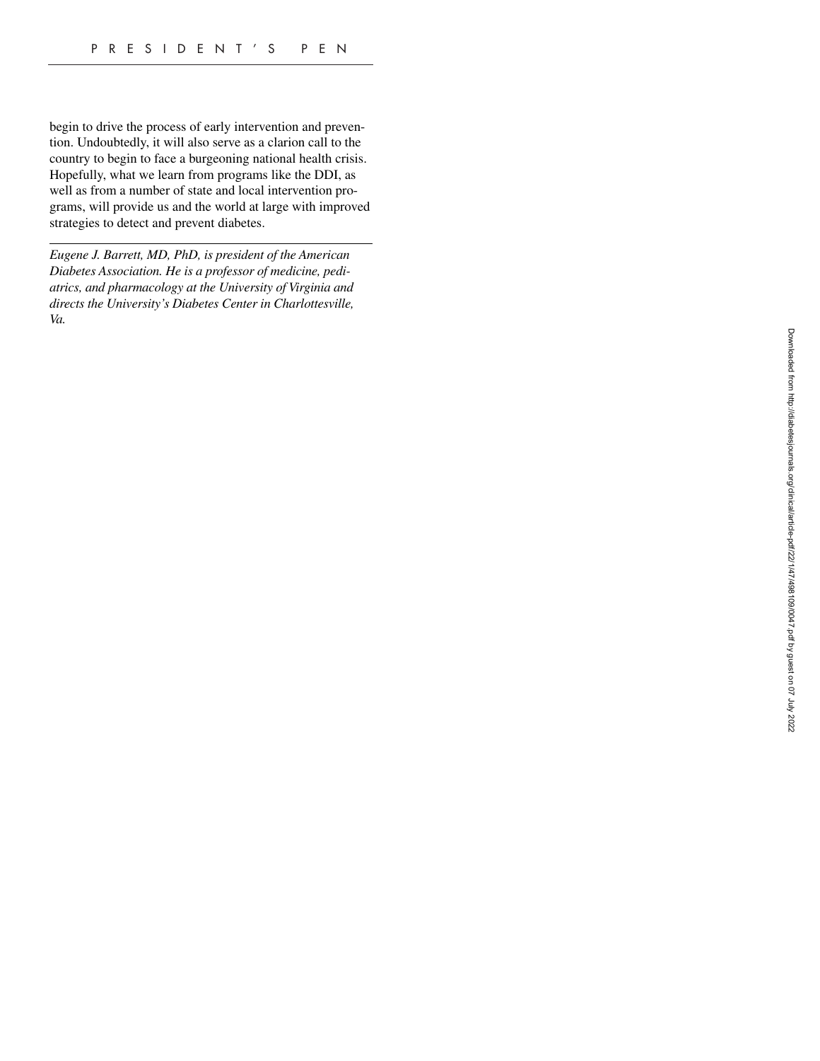begin to drive the process of early intervention and prevention. Undoubtedly, it will also serve as a clarion call to the country to begin to face a burgeoning national health crisis. Hopefully, what we learn from programs like the DDI, as well as from a number of state and local intervention programs, will provide us and the world at large with improved strategies to detect and prevent diabetes.

---

*Eugene J. Barrett, MD, PhD, is president of the American Diabetes Association. He is a professor of medicine, pediatrics, and pharmacology at the University of Virginia and directs the University's Diabetes Center in Charlottesville, Va.*